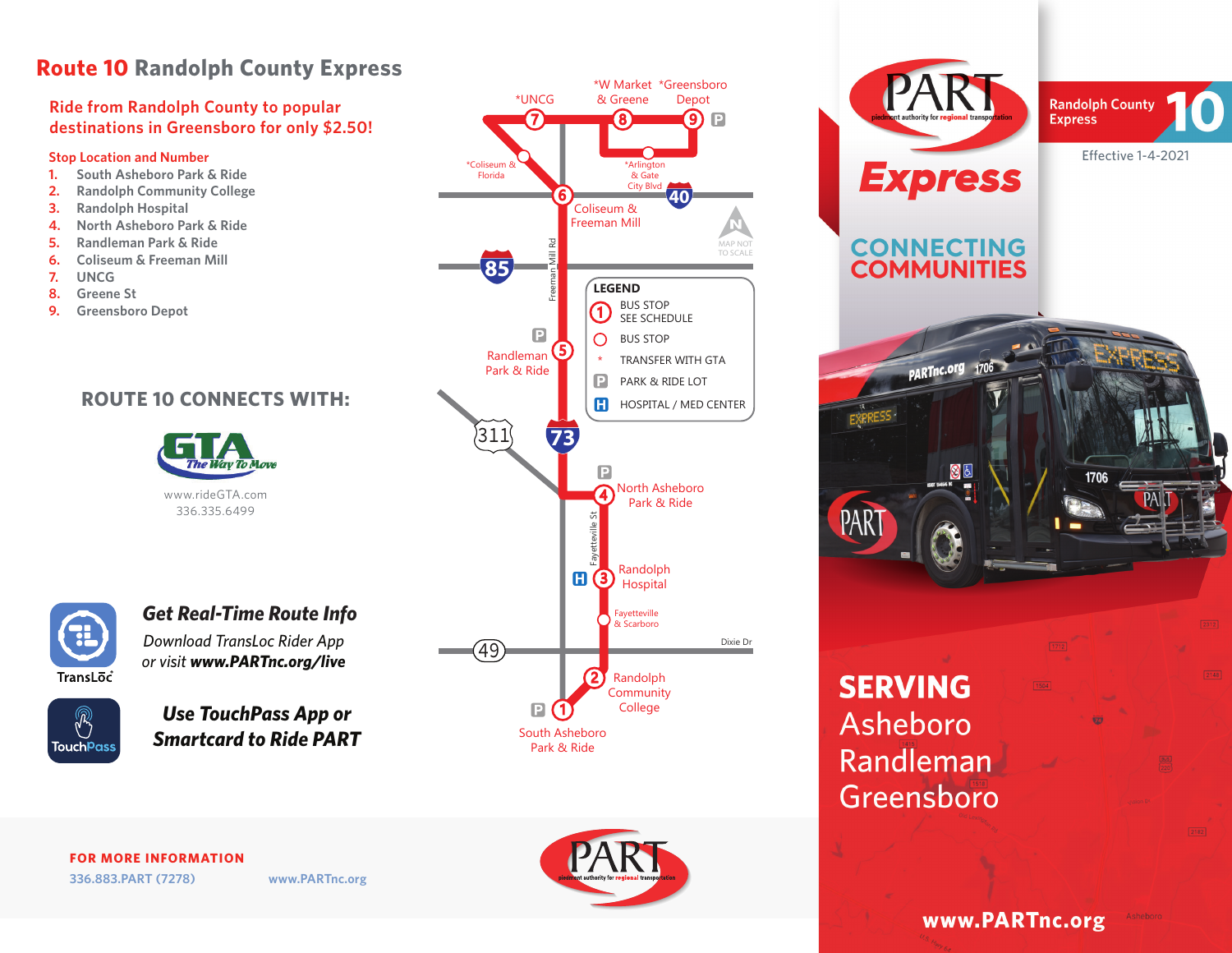# Route 10 Randolph County Express

## Ride from Randolph County to popular destinations in Greensboro for only $2.50!

**Stop Location and Number**

1. South Asheboro Park & Ride
2. Randolph Community College
3. Randolph Hospital
4. North Asheboro Park & Ride
5. Randleman Park & Ride
6. Coliseum & Freeman Mill
7. UNCG
8. Greene St
9. Greensboro Depot

## ROUTE 10 CONNECTS WITH:

GTA – The Way To Move

www.rideGTA.com
336.335.6499

*UNCG
*W Market & Greene
*Greensboro Depot
*Coliseum & Florida
*Arlington & Gate City Blvd
40
Coliseum & Freeman Mill
85
Freeman Mill Rd
MAP NOT TO SCALE

**LEGEND**
- BUS STOP SEE SCHEDULE
- BUS STOP
- * TRANSFER WITH GTA
- P PARK & RIDE LOT
- H HOSPITAL / MED CENTER

Randleman Park & Ride
311
73
North Asheboro Park & Ride
Fayetteville St
Randolph Hospital
Fayetteville & Scarboro
49
Dixie Dr
Randolph Community College
South Asheboro Park & Ride

### *Get Real-Time Route Info*

*Download TransLoc Rider App or visit* ***www.PARTnc.org/live***

TransLoc

TouchPass

### *Use TouchPass App or Smartcard to Ride PART*

**FOR MORE INFORMATION**

336.883.PART (7278) www.PARTnc.org

PART piedmont authority for regional transportation

**Express**

Randolph County Express **10**

Effective 1-4-2021

**CONNECTING COMMUNITIES**

**SERVING**
Asheboro
Randleman
Greensboro

**www.PARTnc.org**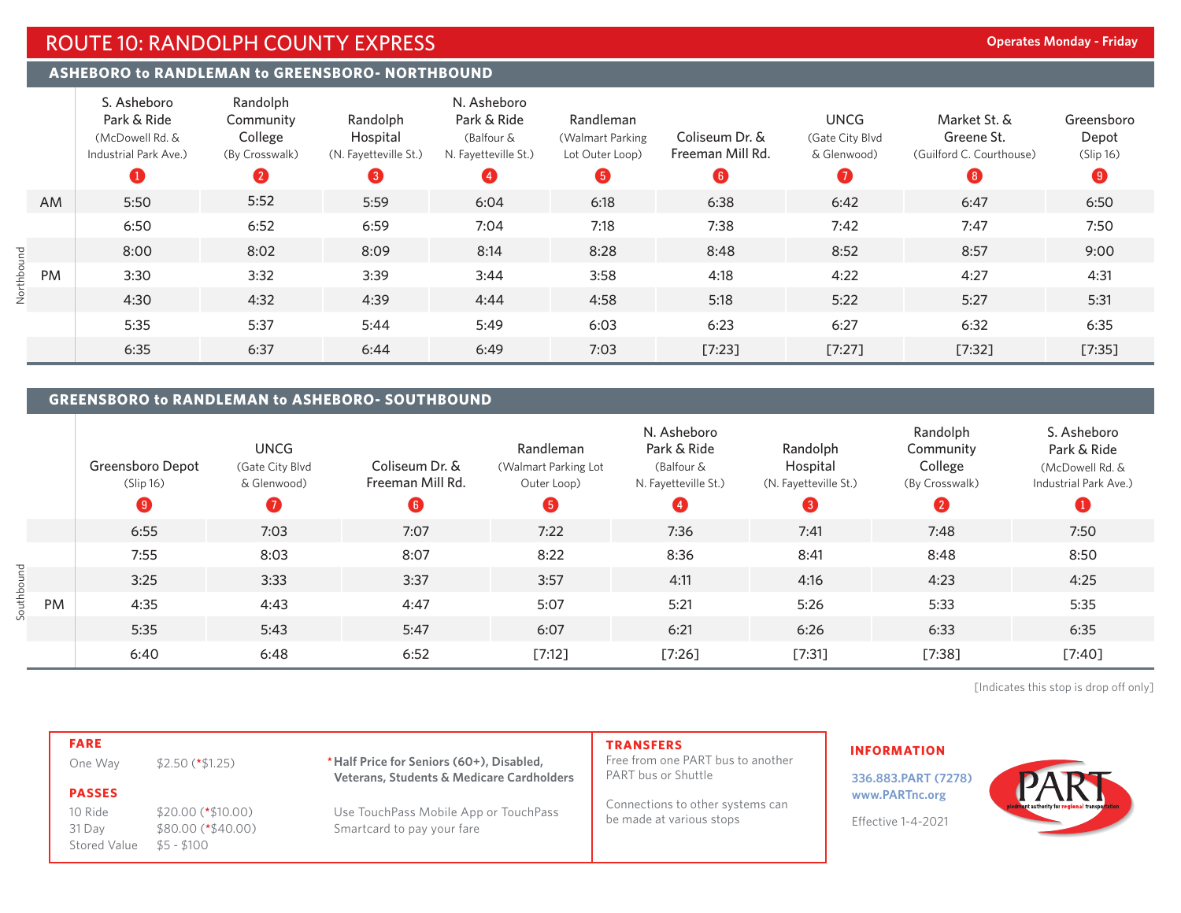# ROUTE 10: RANDOLPH COUNTY EXPRESS

**Operates Monday - Friday**

## ASHEBORO to RANDLEMAN to GREENSBORO- NORTHBOUND

| Northbound | S. Asheboro Park & Ride (McDowell Rd. & Industrial Park Ave.) 1 | Randolph Community College (By Crosswalk) 2 | Randolph Hospital (N. Fayetteville St.) 3 | N. Asheboro Park & Ride (Balfour & N. Fayetteville St.) 4 | Randleman (Walmart Parking Lot Outer Loop) 5 | Coliseum Dr. & Freeman Mill Rd. 6 | UNCG (Gate City Blvd & Glenwood) 7 | Market St. & Greene St. (Guilford C. Courthouse) 8 | Greensboro Depot (Slip 16) 9 |
|---|---|---|---|---|---|---|---|---|---|
| AM | 5:50 | 5:52 | 5:59 | 6:04 | 6:18 | 6:38 | 6:42 | 6:47 | 6:50 |
| | 6:50 | 6:52 | 6:59 | 7:04 | 7:18 | 7:38 | 7:42 | 7:47 | 7:50 |
| | 8:00 | 8:02 | 8:09 | 8:14 | 8:28 | 8:48 | 8:52 | 8:57 | 9:00 |
| PM | 3:30 | 3:32 | 3:39 | 3:44 | 3:58 | 4:18 | 4:22 | 4:27 | 4:31 |
| | 4:30 | 4:32 | 4:39 | 4:44 | 4:58 | 5:18 | 5:22 | 5:27 | 5:31 |
| | 5:35 | 5:37 | 5:44 | 5:49 | 6:03 | 6:23 | 6:27 | 6:32 | 6:35 |
| | 6:35 | 6:37 | 6:44 | 6:49 | 7:03 | [7:23] | [7:27] | [7:32] | [7:35] |

## GREENSBORO to RANDLEMAN to ASHEBORO- SOUTHBOUND

| Southbound | Greensboro Depot (Slip 16) 9 | UNCG (Gate City Blvd & Glenwood) 7 | Coliseum Dr. & Freeman Mill Rd. 6 | Randleman (Walmart Parking Lot Outer Loop) 5 | N. Asheboro Park & Ride (Balfour & N. Fayetteville St.) 4 | Randolph Hospital (N. Fayetteville St.) 3 | Randolph Community College (By Crosswalk) 2 | S. Asheboro Park & Ride (McDowell Rd. & Industrial Park Ave.) 1 |
|---|---|---|---|---|---|---|---|---|
| | 6:55 | 7:03 | 7:07 | 7:22 | 7:36 | 7:41 | 7:48 | 7:50 |
| | 7:55 | 8:03 | 8:07 | 8:22 | 8:36 | 8:41 | 8:48 | 8:50 |
| | 3:25 | 3:33 | 3:37 | 3:57 | 4:11 | 4:16 | 4:23 | 4:25 |
| PM | 4:35 | 4:43 | 4:47 | 5:07 | 5:21 | 5:26 | 5:33 | 5:35 |
| | 5:35 | 5:43 | 5:47 | 6:07 | 6:21 | 6:26 | 6:33 | 6:35 |
| | 6:40 | 6:48 | 6:52 | [7:12] | [7:26] | [7:31] | [7:38] | [7:40] |

[Indicates this stop is drop off only]

### FARE

One Way $2.50 (*$1.25)

### PASSES

10 Ride $20.00 (*$10.00)
31 Day $80.00 (*$40.00)
Stored Value $5 - $100

***Half Price for Seniors (60+), Disabled, Veterans, Students & Medicare Cardholders**

Use TouchPass Mobile App or TouchPass Smartcard to pay your fare

### TRANSFERS

Free from one PART bus to another PART bus or Shuttle

Connections to other systems can be made at various stops

### INFORMATION

**336.883.PART (7278)**
**www.PARTnc.org**

Effective 1-4-2021

PART piedmont authority for regional transportation